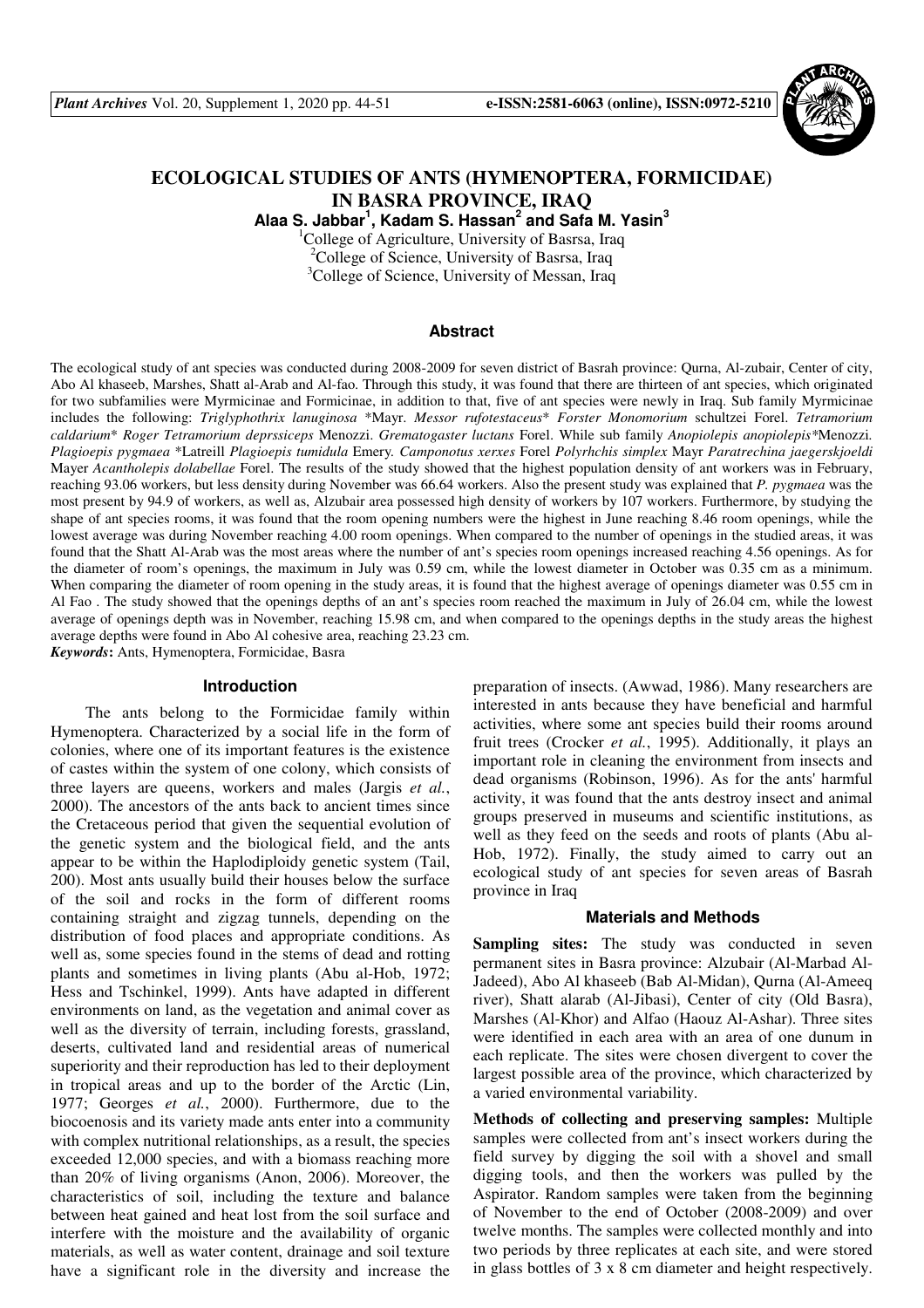# ECOLOGICAL STUDIES OF ANTS (HYMENOPTERA, FORMICIDAE) IN BASRA PROVINCE, IRAQ

**Alaa S. Jabbar[1], Kadam S. Hassan[2] and Safa M. Yasin[3]**

[1]College of Agriculture, University of Basrsa, Iraq
[2]College of Science, University of Basrsa, Iraq
[3]College of Science, University of Messan, Iraq

## Abstract

The ecological study of ant species was conducted during 2008-2009 for seven district of Basrah province: Qurna, Al-zubair, Center of city, Abo Al khaseeb, Marshes, Shatt al-Arab and Al-fao. Through this study, it was found that there are thirteen of ant species, which originated for two subfamilies were Myrmicinae and Formicinae, in addition to that, five of ant species were newly in Iraq. Sub family Myrmicinae includes the following: *Triglyphothrix lanuginosa* *Mayr. *Messor rufotestaceus** *Forster Monomorium* schultzei Forel. *Tetramorium caldarium** *Roger Tetramorium deprssiceps* Menozzi. *Grematogaster luctans* Forel. While sub family *Anopiolepis anopiolepis**Menozzi. *Plagioepis pygmaea* *Latreill *Plagioepis tumidula* Emery. *Camponotus xerxes* Forel *Polyrhchis simplex* Mayr *Paratrechina jaegerskjoeldi* Mayer *Acantholepis dolabellae* Forel. The results of the study showed that the highest population density of ant workers was in February, reaching 93.06 workers, but less density during November was 66.64 workers. Also the present study was explained that *P. pygmaea* was the most present by 94.9 of workers, as well as, Alzubair area possessed high density of workers by 107 workers. Furthermore, by studying the shape of ant species rooms, it was found that the room opening numbers were the highest in June reaching 8.46 room openings, while the lowest average was during November reaching 4.00 room openings. When compared to the number of openings in the studied areas, it was found that the Shatt Al-Arab was the most areas where the number of ant's species room openings increased reaching 4.56 openings. As for the diameter of room's openings, the maximum in July was 0.59 cm, while the lowest diameter in October was 0.35 cm as a minimum. When comparing the diameter of room opening in the study areas, it is found that the highest average of openings diameter was 0.55 cm in Al Fao . The study showed that the openings depths of an ant's species room reached the maximum in July of 26.04 cm, while the lowest average of openings depth was in November, reaching 15.98 cm, and when compared to the openings depths in the study areas the highest average depths were found in Abo Al cohesive area, reaching 23.23 cm.

***Keywords*:** Ants, Hymenoptera, Formicidae, Basra

## Introduction

The ants belong to the Formicidae family within Hymenoptera. Characterized by a social life in the form of colonies, where one of its important features is the existence of castes within the system of one colony, which consists of three layers are queens, workers and males (Jargis *et al.*, 2000). The ancestors of the ants back to ancient times since the Cretaceous period that given the sequential evolution of the genetic system and the biological field, and the ants appear to be within the Haplodiploidy genetic system (Tail, 200). Most ants usually build their houses below the surface of the soil and rocks in the form of different rooms containing straight and zigzag tunnels, depending on the distribution of food places and appropriate conditions. As well as, some species found in the stems of dead and rotting plants and sometimes in living plants (Abu al-Hob, 1972; Hess and Tschinkel, 1999). Ants have adapted in different environments on land, as the vegetation and animal cover as well as the diversity of terrain, including forests, grassland, deserts, cultivated land and residential areas of numerical superiority and their reproduction has led to their deployment in tropical areas and up to the border of the Arctic (Lin, 1977; Georges *et al.*, 2000). Furthermore, due to the biocoenosis and its variety made ants enter into a community with complex nutritional relationships, as a result, the species exceeded 12,000 species, and with a biomass reaching more than 20% of living organisms (Anon, 2006). Moreover, the characteristics of soil, including the texture and balance between heat gained and heat lost from the soil surface and interfere with the moisture and the availability of organic materials, as well as water content, drainage and soil texture have a significant role in the diversity and increase the preparation of insects. (Awwad, 1986). Many researchers are interested in ants because they have beneficial and harmful activities, where some ant species build their rooms around fruit trees (Crocker *et al.*, 1995). Additionally, it plays an important role in cleaning the environment from insects and dead organisms (Robinson, 1996). As for the ants' harmful activity, it was found that the ants destroy insect and animal groups preserved in museums and scientific institutions, as well as they feed on the seeds and roots of plants (Abu al-Hob, 1972). Finally, the study aimed to carry out an ecological study of ant species for seven areas of Basrah province in Iraq

## Materials and Methods

**Sampling sites:** The study was conducted in seven permanent sites in Basra province: Alzubair (Al-Marbad Al-Jadeed), Abo Al khaseeb (Bab Al-Midan), Qurna (Al-Ameeq river), Shatt alarab (Al-Jibasi), Center of city (Old Basra), Marshes (Al-Khor) and Alfao (Haouz Al-Ashar). Three sites were identified in each area with an area of one dunum in each replicate. The sites were chosen divergent to cover the largest possible area of the province, which characterized by a varied environmental variability.

**Methods of collecting and preserving samples:** Multiple samples were collected from ant's insect workers during the field survey by digging the soil with a shovel and small digging tools, and then the workers was pulled by the Aspirator. Random samples were taken from the beginning of November to the end of October (2008-2009) and over twelve months. The samples were collected monthly and into two periods by three replicates at each site, and were stored in glass bottles of 3 x 8 cm diameter and height respectively.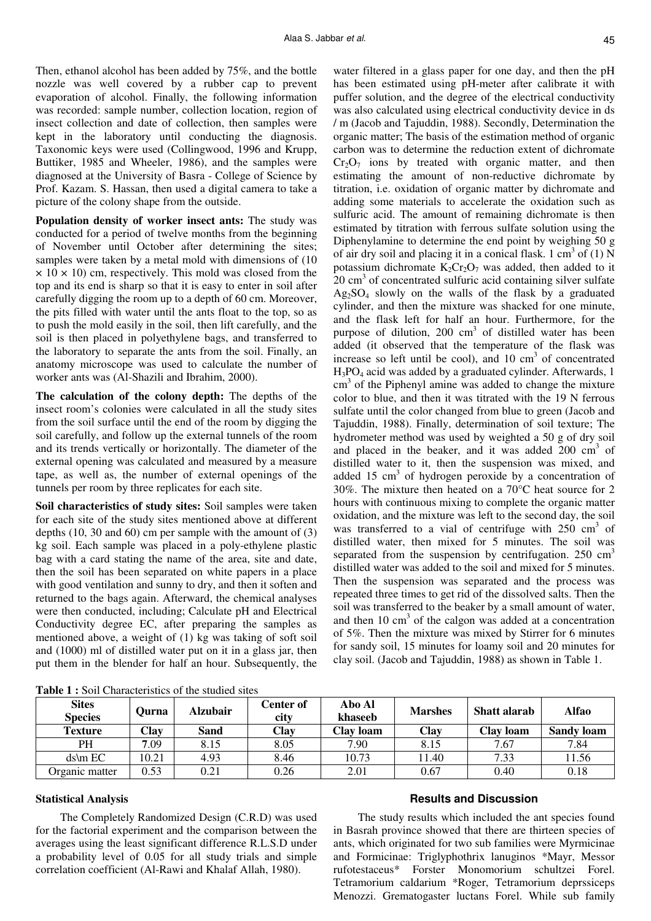Then, ethanol alcohol has been added by 75%, and the bottle nozzle was well covered by a rubber cap to prevent evaporation of alcohol. Finally, the following information was recorded: sample number, collection location, region of insect collection and date of collection, then samples were kept in the laboratory until conducting the diagnosis. Taxonomic keys were used (Collingwood, 1996 and Krupp, Buttiker, 1985 and Wheeler, 1986), and the samples were diagnosed at the University of Basra - College of Science by Prof. Kazam. S. Hassan, then used a digital camera to take a picture of the colony shape from the outside.

**Population density of worker insect ants:** The study was conducted for a period of twelve months from the beginning of November until October after determining the sites; samples were taken by a metal mold with dimensions of (10 × 10 × 10) cm, respectively. This mold was closed from the top and its end is sharp so that it is easy to enter in soil after carefully digging the room up to a depth of 60 cm. Moreover, the pits filled with water until the ants float to the top, so as to push the mold easily in the soil, then lift carefully, and the soil is then placed in polyethylene bags, and transferred to the laboratory to separate the ants from the soil. Finally, an anatomy microscope was used to calculate the number of worker ants was (Al-Shazili and Ibrahim, 2000).

**The calculation of the colony depth:** The depths of the insect room's colonies were calculated in all the study sites from the soil surface until the end of the room by digging the soil carefully, and follow up the external tunnels of the room and its trends vertically or horizontally. The diameter of the external opening was calculated and measured by a measure tape, as well as, the number of external openings of the tunnels per room by three replicates for each site.

**Soil characteristics of study sites:** Soil samples were taken for each site of the study sites mentioned above at different depths (10, 30 and 60) cm per sample with the amount of (3) kg soil. Each sample was placed in a poly-ethylene plastic bag with a card stating the name of the area, site and date, then the soil has been separated on white papers in a place with good ventilation and sunny to dry, and then it soften and returned to the bags again. Afterward, the chemical analyses were then conducted, including; Calculate pH and Electrical Conductivity degree EC, after preparing the samples as mentioned above, a weight of (1) kg was taking of soft soil and (1000) ml of distilled water put on it in a glass jar, then put them in the blender for half an hour. Subsequently, the water filtered in a glass paper for one day, and then the pH has been estimated using pH-meter after calibrate it with puffer solution, and the degree of the electrical conductivity was also calculated using electrical conductivity device in ds / m (Jacob and Tajuddin, 1988). Secondly, Determination the organic matter; The basis of the estimation method of organic carbon was to determine the reduction extent of dichromate $Cr_2O_7$ ions by treated with organic matter, and then estimating the amount of non-reductive dichromate by titration, i.e. oxidation of organic matter by dichromate and adding some materials to accelerate the oxidation such as sulfuric acid. The amount of remaining dichromate is then estimated by titration with ferrous sulfate solution using the Diphenylamine to determine the end point by weighing 50 g of air dry soil and placing it in a conical flask. 1 $cm^3$ of (1) N potassium dichromate $K_2Cr_2O_7$ was added, then added to it 20 $cm^3$ of concentrated sulfuric acid containing silver sulfate $Ag_2SO_4$ slowly on the walls of the flask by a graduated cylinder, and then the mixture was shacked for one minute, and the flask left for half an hour. Furthermore, for the purpose of dilution, 200 $cm^3$ of distilled water has been added (it observed that the temperature of the flask was increase so left until be cool), and 10 $cm^3$ of concentrated $H_3PO_4$ acid was added by a graduated cylinder. Afterwards, 1 $cm^3$ of the Piphenyl amine was added to change the mixture color to blue, and then it was titrated with the 19 N ferrous sulfate until the color changed from blue to green (Jacob and Tajuddin, 1988). Finally, determination of soil texture; The hydrometer method was used by weighted a 50 g of dry soil and placed in the beaker, and it was added 200 $cm^3$ of distilled water to it, then the suspension was mixed, and added 15 $cm^3$ of hydrogen peroxide by a concentration of 30%. The mixture then heated on a 70°C heat source for 2 hours with continuous mixing to complete the organic matter oxidation, and the mixture was left to the second day, the soil was transferred to a vial of centrifuge with 250 $cm^3$ of distilled water, then mixed for 5 minutes. The soil was separated from the suspension by centrifugation. 250 $cm^3$ distilled water was added to the soil and mixed for 5 minutes. Then the suspension was separated and the process was repeated three times to get rid of the dissolved salts. Then the soil was transferred to the beaker by a small amount of water, and then 10 $cm^3$ of the calgon was added at a concentration of 5%. Then the mixture was mixed by Stirrer for 6 minutes for sandy soil, 15 minutes for loamy soil and 20 minutes for clay soil. (Jacob and Tajuddin, 1988) as shown in Table 1.

**Table 1 :** Soil Characteristics of the studied sites

| Sites / Species | Qurna | Alzubair | Center of city | Abo Al khaseeb | Marshes | Shatt alarab | Alfao |
|---|---|---|---|---|---|---|---|
| **Texture** | **Clay** | **Sand** | **Clay** | **Clay loam** | **Clay** | **Clay loam** | **Sandy loam** |
| PH | **7**.09 | 8.15 | 8.05 | 7.90 | 8.15 | 7.67 | 7.84 |
| ds\m EC | 10.21 | 4.93 | 8.46 | 10.73 | 11.40 | 7.33 | 11.56 |
| Organic matter | 0.53 | 0.21 | 0.26 | 2.01 | 0.67 | 0.40 | 0.18 |

### Statistical Analysis

The Completely Randomized Design (C.R.D) was used for the factorial experiment and the comparison between the averages using the least significant difference R.L.S.D under a probability level of 0.05 for all study trials and simple correlation coefficient (Al-Rawi and Khalaf Allah, 1980).

## Results and Discussion

The study results which included the ant species found in Basrah province showed that there are thirteen species of ants, which originated for two sub families were Myrmicinae and Formicinae: Triglyphothrix lanuginos *Mayr, Messor rufotestaceus* Forster Monomorium schultzei Forel. Tetramorium caldarium *Roger, Tetramorium deprssiceps Menozzi. Grematogaster luctans Forel. While sub family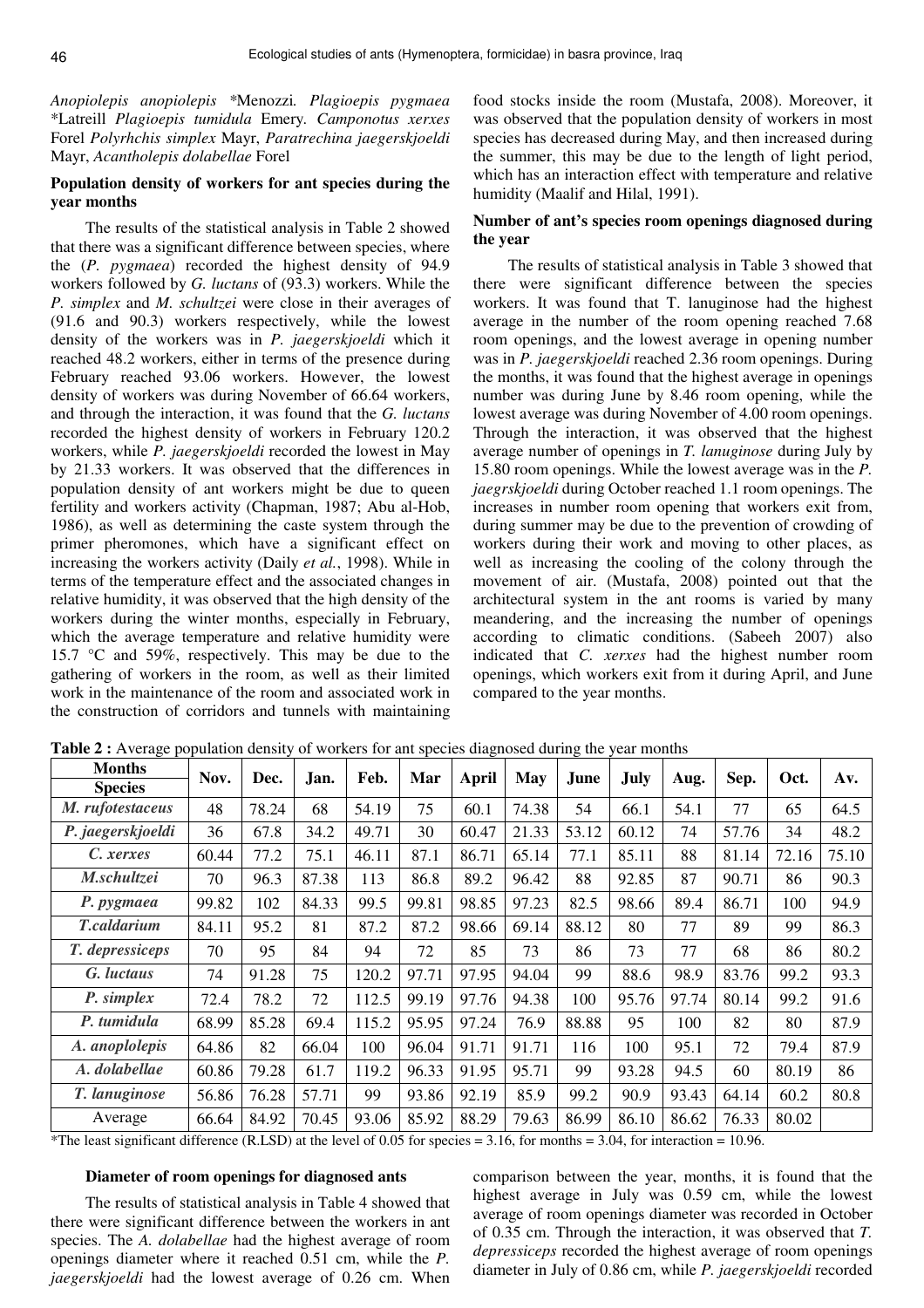*Anopiolepis anopiolepis* *Menozzi. *Plagioepis pygmaea* *Latreill *Plagioepis tumidula* Emery. *Camponotus xerxes* Forel *Polyrhchis simplex* Mayr, *Paratrechina jaegerskjoeldi* Mayr, *Acantholepis dolabellae* Forel

### Population density of workers for ant species during the year months

The results of the statistical analysis in Table 2 showed that there was a significant difference between species, where the (*P. pygmaea*) recorded the highest density of 94.9 workers followed by *G. luctans* of (93.3) workers. While the *P. simplex* and *M. schultzei* were close in their averages of (91.6 and 90.3) workers respectively, while the lowest density of the workers was in *P. jaegerskjoeldi* which it reached 48.2 workers, either in terms of the presence during February reached 93.06 workers. However, the lowest density of workers was during November of 66.64 workers, and through the interaction, it was found that the *G. luctans* recorded the highest density of workers in February 120.2 workers, while *P. jaegerskjoeldi* recorded the lowest in May by 21.33 workers. It was observed that the differences in population density of ant workers might be due to queen fertility and workers activity (Chapman, 1987; Abu al-Hob, 1986), as well as determining the caste system through the primer pheromones, which have a significant effect on increasing the workers activity (Daily *et al.*, 1998). While in terms of the temperature effect and the associated changes in relative humidity, it was observed that the high density of the workers during the winter months, especially in February, which the average temperature and relative humidity were 15.7 °C and 59%, respectively. This may be due to the gathering of workers in the room, as well as their limited work in the maintenance of the room and associated work in the construction of corridors and tunnels with maintaining food stocks inside the room (Mustafa, 2008). Moreover, it was observed that the population density of workers in most species has decreased during May, and then increased during the summer, this may be due to the length of light period, which has an interaction effect with temperature and relative humidity (Maalif and Hilal, 1991).

### Number of ant's species room openings diagnosed during the year

The results of statistical analysis in Table 3 showed that there were significant difference between the species workers. It was found that T. lanuginose had the highest average in the number of the room opening reached 7.68 room openings, and the lowest average in opening number was in *P. jaegerskjoeldi* reached 2.36 room openings. During the months, it was found that the highest average in openings number was during June by 8.46 room opening, while the lowest average was during November of 4.00 room openings. Through the interaction, it was observed that the highest average number of openings in *T. lanuginose* during July by 15.80 room openings. While the lowest average was in the *P. jaegrskjoeldi* during October reached 1.1 room openings. The increases in number room opening that workers exit from, during summer may be due to the prevention of crowding of workers during their work and moving to other places, as well as increasing the cooling of the colony through the movement of air. (Mustafa, 2008) pointed out that the architectural system in the ant rooms is varied by many meandering, and the increasing the number of openings according to climatic conditions. (Sabeeh 2007) also indicated that *C. xerxes* had the highest number room openings, which workers exit from it during April, and June compared to the year months.

**Table 2 :** Average population density of workers for ant species diagnosed during the year months

| Months / Species | Nov. | Dec. | Jan. | Feb. | Mar | April | May | June | July | Aug. | Sep. | Oct. | Av. |
|---|---|---|---|---|---|---|---|---|---|---|---|---|---|
| *M. rufotestaceus* | 48 | 78.24 | 68 | 54.19 | 75 | 60.1 | 74.38 | 54 | 66.1 | 54.1 | 77 | 65 | 64.5 |
| *P. jaegerskjoeldi* | 36 | 67.8 | 34.2 | 49.71 | 30 | 60.47 | 21.33 | 53.12 | 60.12 | 74 | 57.76 | 34 | 48.2 |
| *C. xerxes* | 60.44 | 77.2 | 75.1 | 46.11 | 87.1 | 86.71 | 65.14 | 77.1 | 85.11 | 88 | 81.14 | 72.16 | 75.10 |
| *M.schultzei* | 70 | 96.3 | 87.38 | 113 | 86.8 | 89.2 | 96.42 | 88 | 92.85 | 87 | 90.71 | 86 | 90.3 |
| *P. pygmaea* | 99.82 | 102 | 84.33 | 99.5 | 99.81 | 98.85 | 97.23 | 82.5 | 98.66 | 89.4 | 86.71 | 100 | 94.9 |
| *T.caldarium* | 84.11 | 95.2 | 81 | 87.2 | 87.2 | 98.66 | 69.14 | 88.12 | 80 | 77 | 89 | 99 | 86.3 |
| *T. depressiceps* | 70 | 95 | 84 | 94 | 72 | 85 | 73 | 86 | 73 | 77 | 68 | 86 | 80.2 |
| *G. luctaus* | 74 | 91.28 | 75 | 120.2 | 97.71 | 97.95 | 94.04 | 99 | 88.6 | 98.9 | 83.76 | 99.2 | 93.3 |
| *P. simplex* | 72.4 | 78.2 | 72 | 112.5 | 99.19 | 97.76 | 94.38 | 100 | 95.76 | 97.74 | 80.14 | 99.2 | 91.6 |
| *P. tumidula* | 68.99 | 85.28 | 69.4 | 115.2 | 95.95 | 97.24 | 76.9 | 88.88 | 95 | 100 | 82 | 80 | 87.9 |
| *A. anoplolepis* | 64.86 | 82 | 66.04 | 100 | 96.04 | 91.71 | 91.71 | 116 | 100 | 95.1 | 72 | 79.4 | 87.9 |
| *A. dolabellae* | 60.86 | 79.28 | 61.7 | 119.2 | 96.33 | 91.95 | 95.71 | 99 | 93.28 | 94.5 | 60 | 80.19 | 86 |
| *T. lanuginose* | 56.86 | 76.28 | 57.71 | 99 | 93.86 | 92.19 | 85.9 | 99.2 | 90.9 | 93.43 | 64.14 | 60.2 | 80.8 |
| Average | 66.64 | 84.92 | 70.45 | 93.06 | 85.92 | 88.29 | 79.63 | 86.99 | 86.10 | 86.62 | 76.33 | 80.02 | |

*The least significant difference (R.LSD) at the level of 0.05 for species = 3.16, for months = 3.04, for interaction = 10.96.

### Diameter of room openings for diagnosed ants

The results of statistical analysis in Table 4 showed that there were significant difference between the workers in ant species. The *A. dolabellae* had the highest average of room openings diameter where it reached 0.51 cm, while the *P. jaegerskjoeldi* had the lowest average of 0.26 cm. When comparison between the year, months, it is found that the highest average in July was 0.59 cm, while the lowest average of room openings diameter was recorded in October of 0.35 cm. Through the interaction, it was observed that *T. depressiceps* recorded the highest average of room openings diameter in July of 0.86 cm, while *P. jaegerskjoeldi* recorded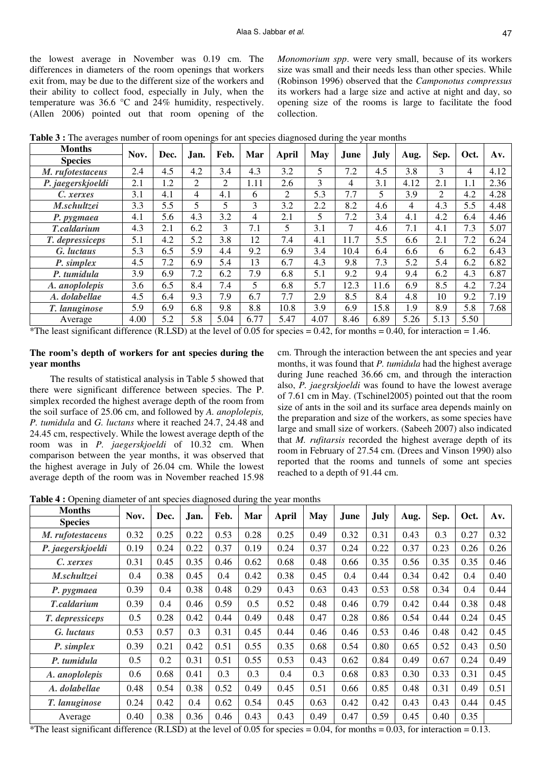the lowest average in November was 0.19 cm. The differences in diameters of the room openings that workers exit from, may be due to the different size of the workers and their ability to collect food, especially in July, when the temperature was 36.6 °C and 24% humidity, respectively. (Allen 2006) pointed out that room opening of the *Monomorium spp*. were very small, because of its workers size was small and their needs less than other species. While (Robinson 1996) observed that the *Camponotus compressus* its workers had a large size and active at night and day, so opening size of the rooms is large to facilitate the food collection.

**Table 3 :** The averages number of room openings for ant species diagnosed during the year months

| Months / Species | Nov. | Dec. | Jan. | Feb. | Mar | April | May | June | July | Aug. | Sep. | Oct. | Av. |
|---|---|---|---|---|---|---|---|---|---|---|---|---|---|
| *M. rufotestaceus* | 2.4 | 4.5 | 4.2 | 3.4 | 4.3 | 3.2 | 5 | 7.2 | 4.5 | 3.8 | 3 | 4 | 4.12 |
| *P. jaegerskjoeldi* | 2.1 | 1.2 | 2 | 2 | 1.11 | 2.6 | 3 | 4 | 3.1 | 4.12 | 2.1 | 1.1 | 2.36 |
| *C. xerxes* | 3.1 | 4.1 | 4 | 4.1 | 6 | 2 | 5.3 | 7.7 | 5 | 3.9 | 2 | 4.2 | 4.28 |
| *M.schultzei* | 3.3 | 5.5 | 5 | 5 | 3 | 3.2 | 2.2 | 8.2 | 4.6 | 4 | 4.3 | 5.5 | 4.48 |
| *P. pygmaea* | 4.1 | 5.6 | 4.3 | 3.2 | 4 | 2.1 | 5 | 7.2 | 3.4 | 4.1 | 4.2 | 6.4 | 4.46 |
| *T.caldarium* | 4.3 | 2.1 | 6.2 | 3 | 7.1 | 5 | 3.1 | 7 | 4.6 | 7.1 | 4.1 | 7.3 | 5.07 |
| *T. depressiceps* | 5.1 | 4.2 | 5.2 | 3.8 | 12 | 7.4 | 4.1 | 11.7 | 5.5 | 6.6 | 2.1 | 7.2 | 6.24 |
| *G. luctaus* | 5.3 | 6.5 | 5.9 | 4.4 | 9.2 | 6.9 | 3.4 | 10.4 | 6.4 | 6.6 | 6 | 6.2 | 6.43 |
| *P. simplex* | 4.5 | 7.2 | 6.9 | 5.4 | 13 | 6.7 | 4.3 | 9.8 | 7.3 | 5.2 | 5.4 | 6.2 | 6.82 |
| *P. tumidula* | 3.9 | 6.9 | 7.2 | 6.2 | 7.9 | 6.8 | 5.1 | 9.2 | 9.4 | 9.4 | 6.2 | 4.3 | 6.87 |
| *A. anoplolepis* | 3.6 | 6.5 | 8.4 | 7.4 | 5 | 6.8 | 5.7 | 12.3 | 11.6 | 6.9 | 8.5 | 4.2 | 7.24 |
| *A. dolabellae* | 4.5 | 6.4 | 9.3 | 7.9 | 6.7 | 7.7 | 2.9 | 8.5 | 8.4 | 4.8 | 10 | 9.2 | 7.19 |
| *T. lanuginose* | 5.9 | 6.9 | 6.8 | 9.8 | 8.8 | 10.8 | 3.9 | 6.9 | 15.8 | 1.9 | 8.9 | 5.8 | 7.68 |
| Average | 4.00 | 5.2 | 5.8 | 5.04 | 6.77 | 5.47 | 4.07 | 8.46 | 6.89 | 5.26 | 5.13 | 5.50 | |

*The least significant difference (R.LSD) at the level of 0.05 for species = 0.42, for months = 0.40, for interaction = 1.46.

### The room's depth of workers for ant species during the year months

The results of statistical analysis in Table 5 showed that there were significant difference between species. The P. simplex recorded the highest average depth of the room from the soil surface of 25.06 cm, and followed by *A. anoplolepis, P. tumidula* and *G. luctans* where it reached 24.7, 24.48 and 24.45 cm, respectively. While the lowest average depth of the room was in *P. jaegerskjoeldi* of 10.32 cm. When comparison between the year months, it was observed that the highest average in July of 26.04 cm. While the lowest average depth of the room was in November reached 15.98 cm. Through the interaction between the ant species and year months, it was found that *P. tumidula* had the highest average during June reached 36.66 cm, and through the interaction also, *P. jaegrskjoeldi* was found to have the lowest average of 7.61 cm in May. (Tschinel2005) pointed out that the room size of ants in the soil and its surface area depends mainly on the preparation and size of the workers, as some species have large and small size of workers. (Sabeeh 2007) also indicated that *M. rufitarsis* recorded the highest average depth of its room in February of 27.54 cm. (Drees and Vinson 1990) also reported that the rooms and tunnels of some ant species reached to a depth of 91.44 cm.

**Table 4 :** Opening diameter of ant species diagnosed during the year months

| Months / Species | Nov. | Dec. | Jan. | Feb. | Mar | April | May | June | July | Aug. | Sep. | Oct. | Av. |
|---|---|---|---|---|---|---|---|---|---|---|---|---|---|
| *M. rufotestaceus* | 0.32 | 0.25 | 0.22 | 0.53 | 0.28 | 0.25 | 0.49 | 0.32 | 0.31 | 0.43 | 0.3 | 0.27 | 0.32 |
| *P. jaegerskjoeldi* | 0.19 | 0.24 | 0.22 | 0.37 | 0.19 | 0.24 | 0.37 | 0.24 | 0.22 | 0.37 | 0.23 | 0.26 | 0.26 |
| *C. xerxes* | 0.31 | 0.45 | 0.35 | 0.46 | 0.62 | 0.68 | 0.48 | 0.66 | 0.35 | 0.56 | 0.35 | 0.35 | 0.46 |
| *M.schultzei* | 0.4 | 0.38 | 0.45 | 0.4 | 0.42 | 0.38 | 0.45 | 0.4 | 0.44 | 0.34 | 0.42 | 0.4 | 0.40 |
| *P. pygmaea* | 0.39 | 0.4 | 0.38 | 0.48 | 0.29 | 0.43 | 0.63 | 0.43 | 0.53 | 0.58 | 0.34 | 0.4 | 0.44 |
| *T.caldarium* | 0.39 | 0.4 | 0.46 | 0.59 | 0.5 | 0.52 | 0.48 | 0.46 | 0.79 | 0.42 | 0.44 | 0.38 | 0.48 |
| *T. depressiceps* | 0.5 | 0.28 | 0.42 | 0.44 | 0.49 | 0.48 | 0.47 | 0.28 | 0.86 | 0.54 | 0.44 | 0.24 | 0.45 |
| *G. luctaus* | 0.53 | 0.57 | 0.3 | 0.31 | 0.45 | 0.44 | 0.46 | 0.46 | 0.53 | 0.46 | 0.48 | 0.42 | 0.45 |
| *P. simplex* | 0.39 | 0.21 | 0.42 | 0.51 | 0.55 | 0.35 | 0.68 | 0.54 | 0.80 | 0.65 | 0.52 | 0.43 | 0.50 |
| *P. tumidula* | 0.5 | 0.2 | 0.31 | 0.51 | 0.55 | 0.53 | 0.43 | 0.62 | 0.84 | 0.49 | 0.67 | 0.24 | 0.49 |
| *A. anoplolepis* | 0.6 | 0.68 | 0.41 | 0.3 | 0.3 | 0.4 | 0.3 | 0.68 | 0.83 | 0.30 | 0.33 | 0.31 | 0.45 |
| *A. dolabellae* | 0.48 | 0.54 | 0.38 | 0.52 | 0.49 | 0.45 | 0.51 | 0.66 | 0.85 | 0.48 | 0.31 | 0.49 | 0.51 |
| *T. lanuginose* | 0.24 | 0.42 | 0.4 | 0.62 | 0.54 | 0.45 | 0.63 | 0.42 | 0.42 | 0.43 | 0.43 | 0.44 | 0.45 |
| Average | 0.40 | 0.38 | 0.36 | 0.46 | 0.43 | 0.43 | 0.49 | 0.47 | 0.59 | 0.45 | 0.40 | 0.35 | |

*The least significant difference (R.LSD) at the level of 0.05 for species = 0.04, for months = 0.03, for interaction = 0.13.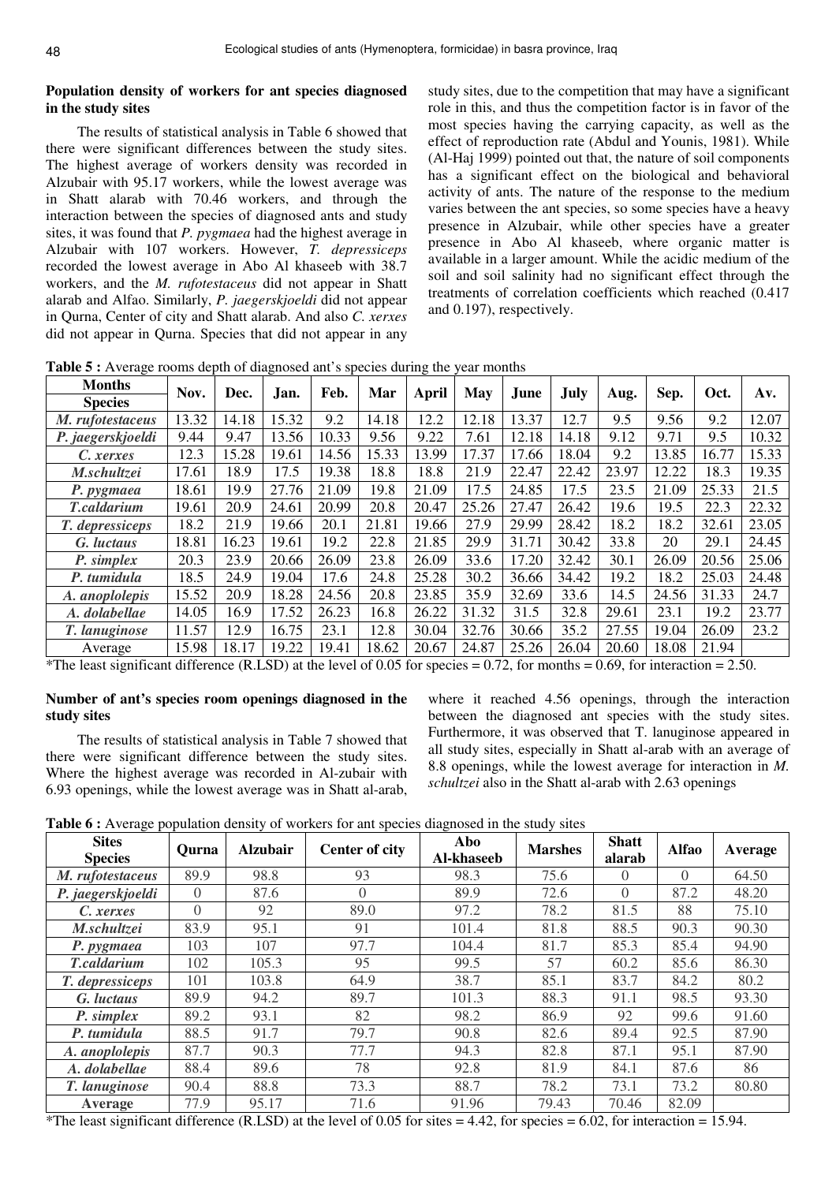## Population density of workers for ant species diagnosed in the study sites

The results of statistical analysis in Table 6 showed that there were significant differences between the study sites. The highest average of workers density was recorded in Alzubair with 95.17 workers, while the lowest average was in Shatt alarab with 70.46 workers, and through the interaction between the species of diagnosed ants and study sites, it was found that *P. pygmaea* had the highest average in Alzubair with 107 workers. However, *T. depressiceps* recorded the lowest average in Abo Al khaseeb with 38.7 workers, and the *M. rufotestaceus* did not appear in Shatt alarab and Alfao. Similarly, *P. jaegerskjoeldi* did not appear in Qurna, Center of city and Shatt alarab. And also *C. xerxes* did not appear in Qurna. Species that did not appear in any study sites, due to the competition that may have a significant role in this, and thus the competition factor is in favor of the most species having the carrying capacity, as well as the effect of reproduction rate (Abdul and Younis, 1981). While (Al-Haj 1999) pointed out that, the nature of soil components has a significant effect on the biological and behavioral activity of ants. The nature of the response to the medium varies between the ant species, so some species have a heavy presence in Alzubair, while other species have a greater presence in Abo Al khaseeb, where organic matter is available in a larger amount. While the acidic medium of the soil and soil salinity had no significant effect through the treatments of correlation coefficients which reached (0.417 and 0.197), respectively.

**Table 5 :** Average rooms depth of diagnosed ant's species during the year months

| Months / Species | Nov. | Dec. | Jan. | Feb. | Mar | April | May | June | July | Aug. | Sep. | Oct. | Av. |
|---|---|---|---|---|---|---|---|---|---|---|---|---|---|
| ***M. rufotestaceus*** | 13.32 | 14.18 | 15.32 | 9.2 | 14.18 | 12.2 | 12.18 | 13.37 | 12.7 | 9.5 | 9.56 | 9.2 | 12.07 |
| ***P. jaegerskjoeldi*** | 9.44 | 9.47 | 13.56 | 10.33 | 9.56 | 9.22 | 7.61 | 12.18 | 14.18 | 9.12 | 9.71 | 9.5 | 10.32 |
| ***C. xerxes*** | 12.3 | 15.28 | 19.61 | 14.56 | 15.33 | 13.99 | 17.37 | 17.66 | 18.04 | 9.2 | 13.85 | 16.77 | 15.33 |
| ***M.schultzei*** | 17.61 | 18.9 | 17.5 | 19.38 | 18.8 | 18.8 | 21.9 | 22.47 | 22.42 | 23.97 | 12.22 | 18.3 | 19.35 |
| ***P. pygmaea*** | 18.61 | 19.9 | 27.76 | 21.09 | 19.8 | 21.09 | 17.5 | 24.85 | 17.5 | 23.5 | 21.09 | 25.33 | 21.5 |
| ***T.caldarium*** | 19.61 | 20.9 | 24.61 | 20.99 | 20.8 | 20.47 | 25.26 | 27.47 | 26.42 | 19.6 | 19.5 | 22.3 | 22.32 |
| ***T. depressiceps*** | 18.2 | 21.9 | 19.66 | 20.1 | 21.81 | 19.66 | 27.9 | 29.99 | 28.42 | 18.2 | 18.2 | 32.61 | 23.05 |
| ***G. luctaus*** | 18.81 | 16.23 | 19.61 | 19.2 | 22.8 | 21.85 | 29.9 | 31.71 | 30.42 | 33.8 | 20 | 29.1 | 24.45 |
| ***P. simplex*** | 20.3 | 23.9 | 20.66 | 26.09 | 23.8 | 26.09 | 33.6 | 17.20 | 32.42 | 30.1 | 26.09 | 20.56 | 25.06 |
| ***P. tumidula*** | 18.5 | 24.9 | 19.04 | 17.6 | 24.8 | 25.28 | 30.2 | 36.66 | 34.42 | 19.2 | 18.2 | 25.03 | 24.48 |
| ***A. anoplolepis*** | 15.52 | 20.9 | 18.28 | 24.56 | 20.8 | 23.85 | 35.9 | 32.69 | 33.6 | 14.5 | 24.56 | 31.33 | 24.7 |
| ***A. dolabellae*** | 14.05 | 16.9 | 17.52 | 26.23 | 16.8 | 26.22 | 31.32 | 31.5 | 32.8 | 29.61 | 23.1 | 19.2 | 23.77 |
| ***T. lanuginose*** | 11.57 | 12.9 | 16.75 | 23.1 | 12.8 | 30.04 | 32.76 | 30.66 | 35.2 | 27.55 | 19.04 | 26.09 | 23.2 |
| Average | 15.98 | 18.17 | 19.22 | 19.41 | 18.62 | 20.67 | 24.87 | 25.26 | 26.04 | 20.60 | 18.08 | 21.94 | |

*The least significant difference (R.LSD) at the level of 0.05 for species = 0.72, for months = 0.69, for interaction = 2.50.

## Number of ant's species room openings diagnosed in the study sites

The results of statistical analysis in Table 7 showed that there were significant difference between the study sites. Where the highest average was recorded in Al-zubair with 6.93 openings, while the lowest average was in Shatt al-arab, where it reached 4.56 openings, through the interaction between the diagnosed ant species with the study sites. Furthermore, it was observed that T. lanuginose appeared in all study sites, especially in Shatt al-arab with an average of 8.8 openings, while the lowest average for interaction in *M. schultzei* also in the Shatt al-arab with 2.63 openings

**Table 6 :** Average population density of workers for ant species diagnosed in the study sites

| Sites / Species | Qurna | Alzubair | Center of city | Abo Al-khaseeb | Marshes | Shatt alarab | Alfao | Average |
|---|---|---|---|---|---|---|---|---|
| ***M. rufotestaceus*** | 89.9 | 98.8 | 93 | 98.3 | 75.6 | 0 | 0 | 64.50 |
| ***P. jaegerskjoeldi*** | 0 | 87.6 | 0 | 89.9 | 72.6 | 0 | 87.2 | 48.20 |
| ***C. xerxes*** | 0 | 92 | 89.0 | 97.2 | 78.2 | 81.5 | 88 | 75.10 |
| ***M.schultzei*** | 83.9 | 95.1 | 91 | 101.4 | 81.8 | 88.5 | 90.3 | 90.30 |
| ***P. pygmaea*** | 103 | 107 | 97.7 | 104.4 | 81.7 | 85.3 | 85.4 | 94.90 |
| ***T.caldarium*** | 102 | 105.3 | 95 | 99.5 | 57 | 60.2 | 85.6 | 86.30 |
| ***T. depressiceps*** | 101 | 103.8 | 64.9 | 38.7 | 85.1 | 83.7 | 84.2 | 80.2 |
| ***G. luctaus*** | 89.9 | 94.2 | 89.7 | 101.3 | 88.3 | 91.1 | 98.5 | 93.30 |
| ***P. simplex*** | 89.2 | 93.1 | 82 | 98.2 | 86.9 | 92 | 99.6 | 91.60 |
| ***P. tumidula*** | 88.5 | 91.7 | 79.7 | 90.8 | 82.6 | 89.4 | 92.5 | 87.90 |
| ***A. anoplolepis*** | 87.7 | 90.3 | 77.7 | 94.3 | 82.8 | 87.1 | 95.1 | 87.90 |
| ***A. dolabellae*** | 88.4 | 89.6 | 78 | 92.8 | 81.9 | 84.1 | 87.6 | 86 |
| ***T. lanuginose*** | 90.4 | 88.8 | 73.3 | 88.7 | 78.2 | 73.1 | 73.2 | 80.80 |
| **Average** | 77.9 | 95.17 | 71.6 | 91.96 | 79.43 | 70.46 | 82.09 | |

*The least significant difference (R.LSD) at the level of 0.05 for sites = 4.42, for species = 6.02, for interaction = 15.94.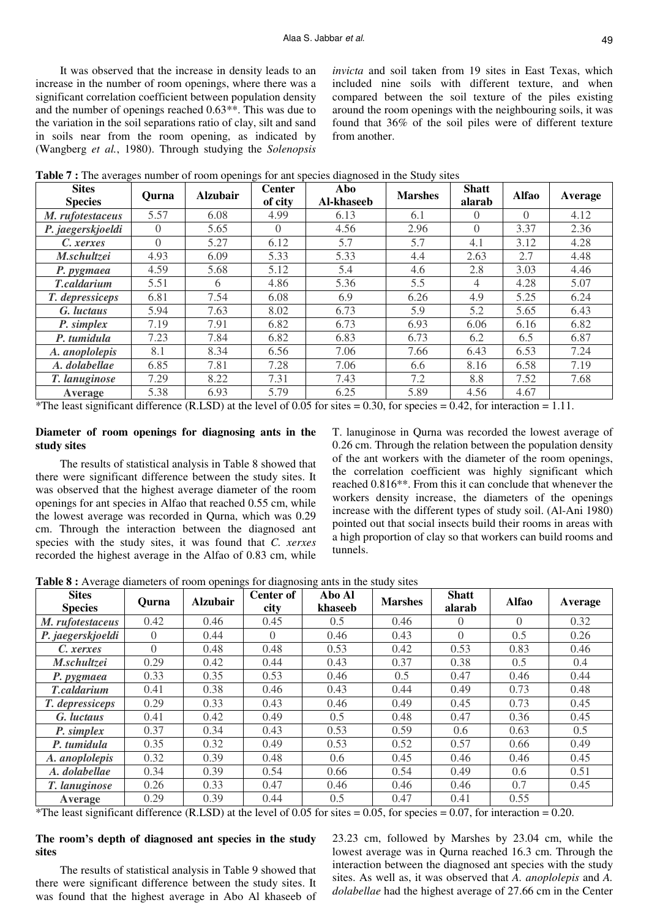It was observed that the increase in density leads to an increase in the number of room openings, where there was a significant correlation coefficient between population density and the number of openings reached 0.63**. This was due to the variation in the soil separations ratio of clay, silt and sand in soils near from the room opening, as indicated by (Wangberg *et al.*, 1980). Through studying the *Solenopsis invicta* and soil taken from 19 sites in East Texas, which included nine soils with different texture, and when compared between the soil texture of the piles existing around the room openings with the neighbouring soils, it was found that 36% of the soil piles were of different texture from another.

**Table 7 :** The averages number of room openings for ant species diagnosed in the Study sites

| Sites / Species | Qurna | Alzubair | Center of city | Abo Al-khaseeb | Marshes | Shatt alarab | Alfao | Average |
|---|---|---|---|---|---|---|---|---|
| *M. rufotestaceus* | 5.57 | 6.08 | 4.99 | 6.13 | 6.1 | 0 | 0 | 4.12 |
| *P. jaegerskjoeldi* | 0 | 5.65 | 0 | 4.56 | 2.96 | 0 | 3.37 | 2.36 |
| *C. xerxes* | 0 | 5.27 | 6.12 | 5.7 | 5.7 | 4.1 | 3.12 | 4.28 |
| *M.schultzei* | 4.93 | 6.09 | 5.33 | 5.33 | 4.4 | 2.63 | 2.7 | 4.48 |
| *P. pygmaea* | 4.59 | 5.68 | 5.12 | 5.4 | 4.6 | 2.8 | 3.03 | 4.46 |
| *T.caldarium* | 5.51 | 6 | 4.86 | 5.36 | 5.5 | 4 | 4.28 | 5.07 |
| *T. depressiceps* | 6.81 | 7.54 | 6.08 | 6.9 | 6.26 | 4.9 | 5.25 | 6.24 |
| *G. luctaus* | 5.94 | 7.63 | 8.02 | 6.73 | 5.9 | 5.2 | 5.65 | 6.43 |
| *P. simplex* | 7.19 | 7.91 | 6.82 | 6.73 | 6.93 | 6.06 | 6.16 | 6.82 |
| *P. tumidula* | 7.23 | 7.84 | 6.82 | 6.83 | 6.73 | 6.2 | 6.5 | 6.87 |
| *A. anoplolepis* | 8.1 | 8.34 | 6.56 | 7.06 | 7.66 | 6.43 | 6.53 | 7.24 |
| *A. dolabellae* | 6.85 | 7.81 | 7.28 | 7.06 | 6.6 | 8.16 | 6.58 | 7.19 |
| *T. lanuginose* | 7.29 | 8.22 | 7.31 | 7.43 | 7.2 | 8.8 | 7.52 | 7.68 |
| **Average** | 5.38 | 6.93 | 5.79 | 6.25 | 5.89 | 4.56 | 4.67 | |

*The least significant difference (R.LSD) at the level of 0.05 for sites = 0.30, for species = 0.42, for interaction = 1.11.

### Diameter of room openings for diagnosing ants in the study sites

The results of statistical analysis in Table 8 showed that there were significant difference between the study sites. It was observed that the highest average diameter of the room openings for ant species in Alfao that reached 0.55 cm, while the lowest average was recorded in Qurna, which was 0.29 cm. Through the interaction between the diagnosed ant species with the study sites, it was found that *C. xerxes* recorded the highest average in the Alfao of 0.83 cm, while T. lanuginose in Qurna was recorded the lowest average of 0.26 cm. Through the relation between the population density of the ant workers with the diameter of the room openings, the correlation coefficient was highly significant which reached 0.816**. From this it can conclude that whenever the workers density increase, the diameters of the openings increase with the different types of study soil. (Al-Ani 1980) pointed out that social insects build their rooms in areas with a high proportion of clay so that workers can build rooms and tunnels.

**Table 8 :** Average diameters of room openings for diagnosing ants in the study sites

| Sites / Species | Qurna | Alzubair | Center of city | Abo Al khaseeb | Marshes | Shatt alarab | Alfao | Average |
|---|---|---|---|---|---|---|---|---|
| *M. rufotestaceus* | 0.42 | 0.46 | 0.45 | 0.5 | 0.46 | 0 | 0 | 0.32 |
| *P. jaegerskjoeldi* | 0 | 0.44 | 0 | 0.46 | 0.43 | 0 | 0.5 | 0.26 |
| *C. xerxes* | 0 | 0.48 | 0.48 | 0.53 | 0.42 | 0.53 | 0.83 | 0.46 |
| *M.schultzei* | 0.29 | 0.42 | 0.44 | 0.43 | 0.37 | 0.38 | 0.5 | 0.4 |
| *P. pygmaea* | 0.33 | 0.35 | 0.53 | 0.46 | 0.5 | 0.47 | 0.46 | 0.44 |
| *T.caldarium* | 0.41 | 0.38 | 0.46 | 0.43 | 0.44 | 0.49 | 0.73 | 0.48 |
| *T. depressiceps* | 0.29 | 0.33 | 0.43 | 0.46 | 0.49 | 0.45 | 0.73 | 0.45 |
| *G. luctaus* | 0.41 | 0.42 | 0.49 | 0.5 | 0.48 | 0.47 | 0.36 | 0.45 |
| *P. simplex* | 0.37 | 0.34 | 0.43 | 0.53 | 0.59 | 0.6 | 0.63 | 0.5 |
| *P. tumidula* | 0.35 | 0.32 | 0.49 | 0.53 | 0.52 | 0.57 | 0.66 | 0.49 |
| *A. anoplolepis* | 0.32 | 0.39 | 0.48 | 0.6 | 0.45 | 0.46 | 0.46 | 0.45 |
| *A. dolabellae* | 0.34 | 0.39 | 0.54 | 0.66 | 0.54 | 0.49 | 0.6 | 0.51 |
| *T. lanuginose* | 0.26 | 0.33 | 0.47 | 0.46 | 0.46 | 0.46 | 0.7 | 0.45 |
| **Average** | 0.29 | 0.39 | 0.44 | 0.5 | 0.47 | 0.41 | 0.55 | |

*The least significant difference (R.LSD) at the level of 0.05 for sites = 0.05, for species = 0.07, for interaction = 0.20.

### The room's depth of diagnosed ant species in the study sites

The results of statistical analysis in Table 9 showed that there were significant difference between the study sites. It was found that the highest average in Abo Al khaseeb of 23.23 cm, followed by Marshes by 23.04 cm, while the lowest average was in Qurna reached 16.3 cm. Through the interaction between the diagnosed ant species with the study sites. As well as, it was observed that *A. anoplolepis* and *A. dolabellae* had the highest average of 27.66 cm in the Center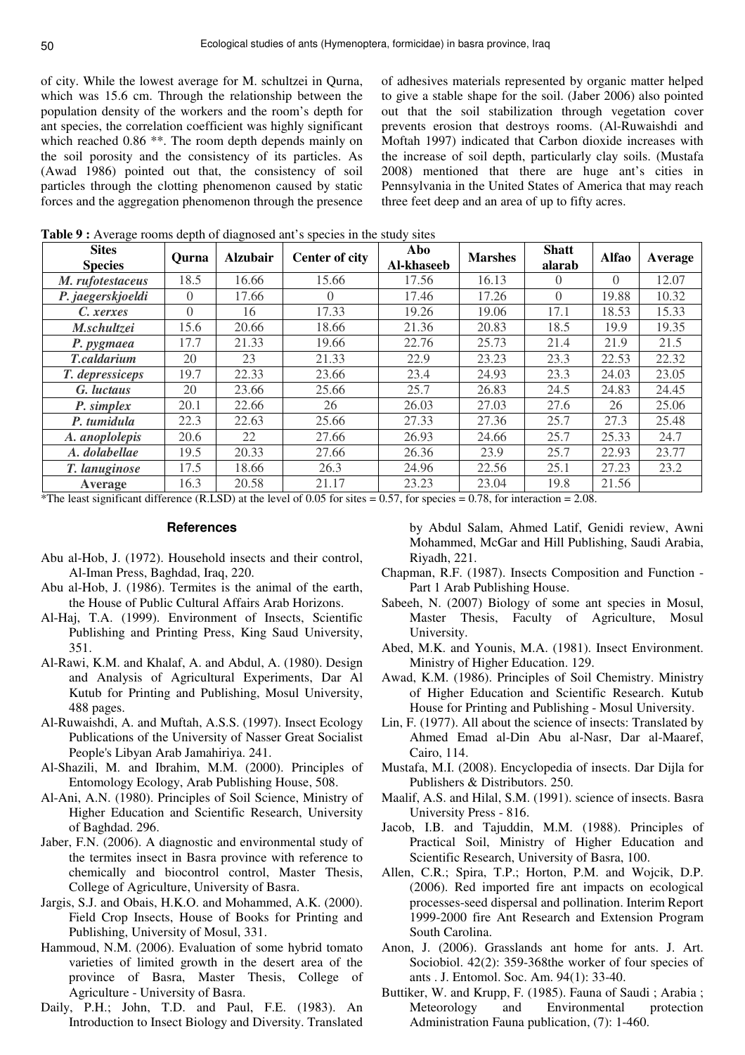of city. While the lowest average for M. schultzei in Qurna, which was 15.6 cm. Through the relationship between the population density of the workers and the room's depth for ant species, the correlation coefficient was highly significant which reached 0.86 **. The room depth depends mainly on the soil porosity and the consistency of its particles. As (Awad 1986) pointed out that, the consistency of soil particles through the clotting phenomenon caused by static forces and the aggregation phenomenon through the presence of adhesives materials represented by organic matter helped to give a stable shape for the soil. (Jaber 2006) also pointed out that the soil stabilization through vegetation cover prevents erosion that destroys rooms. (Al-Ruwaishdi and Moftah 1997) indicated that Carbon dioxide increases with the increase of soil depth, particularly clay soils. (Mustafa 2008) mentioned that there are huge ant's cities in Pennsylvania in the United States of America that may reach three feet deep and an area of up to fifty acres.

**Table 9 :** Average rooms depth of diagnosed ant's species in the study sites

| Sites / Species | Qurna | Alzubair | Center of city | Abo Al-khaseeb | Marshes | Shatt alarab | Alfao | Average |
|---|---|---|---|---|---|---|---|---|
| *M. rufotestaceus* | 18.5 | 16.66 | 15.66 | 17.56 | 16.13 | 0 | 0 | 12.07 |
| *P. jaegerskjoeldi* | 0 | 17.66 | 0 | 17.46 | 17.26 | 0 | 19.88 | 10.32 |
| *C. xerxes* | 0 | 16 | 17.33 | 19.26 | 19.06 | 17.1 | 18.53 | 15.33 |
| *M.schultzei* | 15.6 | 20.66 | 18.66 | 21.36 | 20.83 | 18.5 | 19.9 | 19.35 |
| *P. pygmaea* | 17.7 | 21.33 | 19.66 | 22.76 | 25.73 | 21.4 | 21.9 | 21.5 |
| *T.caldarium* | 20 | 23 | 21.33 | 22.9 | 23.23 | 23.3 | 22.53 | 22.32 |
| *T. depressiceps* | 19.7 | 22.33 | 23.66 | 23.4 | 24.93 | 23.3 | 24.03 | 23.05 |
| *G. luctaus* | 20 | 23.66 | 25.66 | 25.7 | 26.83 | 24.5 | 24.83 | 24.45 |
| *P. simplex* | 20.1 | 22.66 | 26 | 26.03 | 27.03 | 27.6 | 26 | 25.06 |
| *P. tumidula* | 22.3 | 22.63 | 25.66 | 27.33 | 27.36 | 25.7 | 27.3 | 25.48 |
| *A. anoplolepis* | 20.6 | 22 | 27.66 | 26.93 | 24.66 | 25.7 | 25.33 | 24.7 |
| *A. dolabellae* | 19.5 | 20.33 | 27.66 | 26.36 | 23.9 | 25.7 | 22.93 | 23.77 |
| *T. lanuginose* | 17.5 | 18.66 | 26.3 | 24.96 | 22.56 | 25.1 | 27.23 | 23.2 |
| **Average** | 16.3 | 20.58 | 21.17 | 23.23 | 23.04 | 19.8 | 21.56 | |

*The least significant difference (R.LSD) at the level of 0.05 for sites = 0.57, for species = 0.78, for interaction = 2.08.

## References

Abu al-Hob, J. (1972). Household insects and their control, Al-Iman Press, Baghdad, Iraq, 220.

Abu al-Hob, J. (1986). Termites is the animal of the earth, the House of Public Cultural Affairs Arab Horizons.

Al-Haj, T.A. (1999). Environment of Insects, Scientific Publishing and Printing Press, King Saud University, 351.

Al-Rawi, K.M. and Khalaf, A. and Abdul, A. (1980). Design and Analysis of Agricultural Experiments, Dar Al Kutub for Printing and Publishing, Mosul University, 488 pages.

Al-Ruwaishdi, A. and Muftah, A.S.S. (1997). Insect Ecology Publications of the University of Nasser Great Socialist People's Libyan Arab Jamahiriya. 241.

Al-Shazili, M. and Ibrahim, M.M. (2000). Principles of Entomology Ecology, Arab Publishing House, 508.

Al-Ani, A.N. (1980). Principles of Soil Science, Ministry of Higher Education and Scientific Research, University of Baghdad. 296.

Jaber, F.N. (2006). A diagnostic and environmental study of the termites insect in Basra province with reference to chemically and biocontrol control, Master Thesis, College of Agriculture, University of Basra.

Jargis, S.J. and Obais, H.K.O. and Mohammed, A.K. (2000). Field Crop Insects, House of Books for Printing and Publishing, University of Mosul, 331.

Hammoud, N.M. (2006). Evaluation of some hybrid tomato varieties of limited growth in the desert area of the province of Basra, Master Thesis, College of Agriculture - University of Basra.

Daily, P.H.; John, T.D. and Paul, F.E. (1983). An Introduction to Insect Biology and Diversity. Translated by Abdul Salam, Ahmed Latif, Genidi review, Awni Mohammed, McGar and Hill Publishing, Saudi Arabia, Riyadh, 221.

Chapman, R.F. (1987). Insects Composition and Function - Part 1 Arab Publishing House.

Sabeeh, N. (2007) Biology of some ant species in Mosul, Master Thesis, Faculty of Agriculture, Mosul University.

Abed, M.K. and Younis, M.A. (1981). Insect Environment. Ministry of Higher Education. 129.

Awad, K.M. (1986). Principles of Soil Chemistry. Ministry of Higher Education and Scientific Research. Kutub House for Printing and Publishing - Mosul University.

Lin, F. (1977). All about the science of insects: Translated by Ahmed Emad al-Din Abu al-Nasr, Dar al-Maaref, Cairo, 114.

Mustafa, M.I. (2008). Encyclopedia of insects. Dar Dijla for Publishers & Distributors. 250.

Maalif, A.S. and Hilal, S.M. (1991). science of insects. Basra University Press - 816.

Jacob, I.B. and Tajuddin, M.M. (1988). Principles of Practical Soil, Ministry of Higher Education and Scientific Research, University of Basra, 100.

Allen, C.R.; Spira, T.P.; Horton, P.M. and Wojcik, D.P. (2006). Red imported fire ant impacts on ecological processes-seed dispersal and pollination. Interim Report 1999-2000 fire Ant Research and Extension Program South Carolina.

Anon, J. (2006). Grasslands ant home for ants. J. Art. Sociobiol. 42(2): 359-368the worker of four species of ants . J. Entomol. Soc. Am. 94(1): 33-40.

Buttiker, W. and Krupp, F. (1985). Fauna of Saudi ; Arabia ; Meteorology and Environmental protection Administration Fauna publication, (7): 1-460.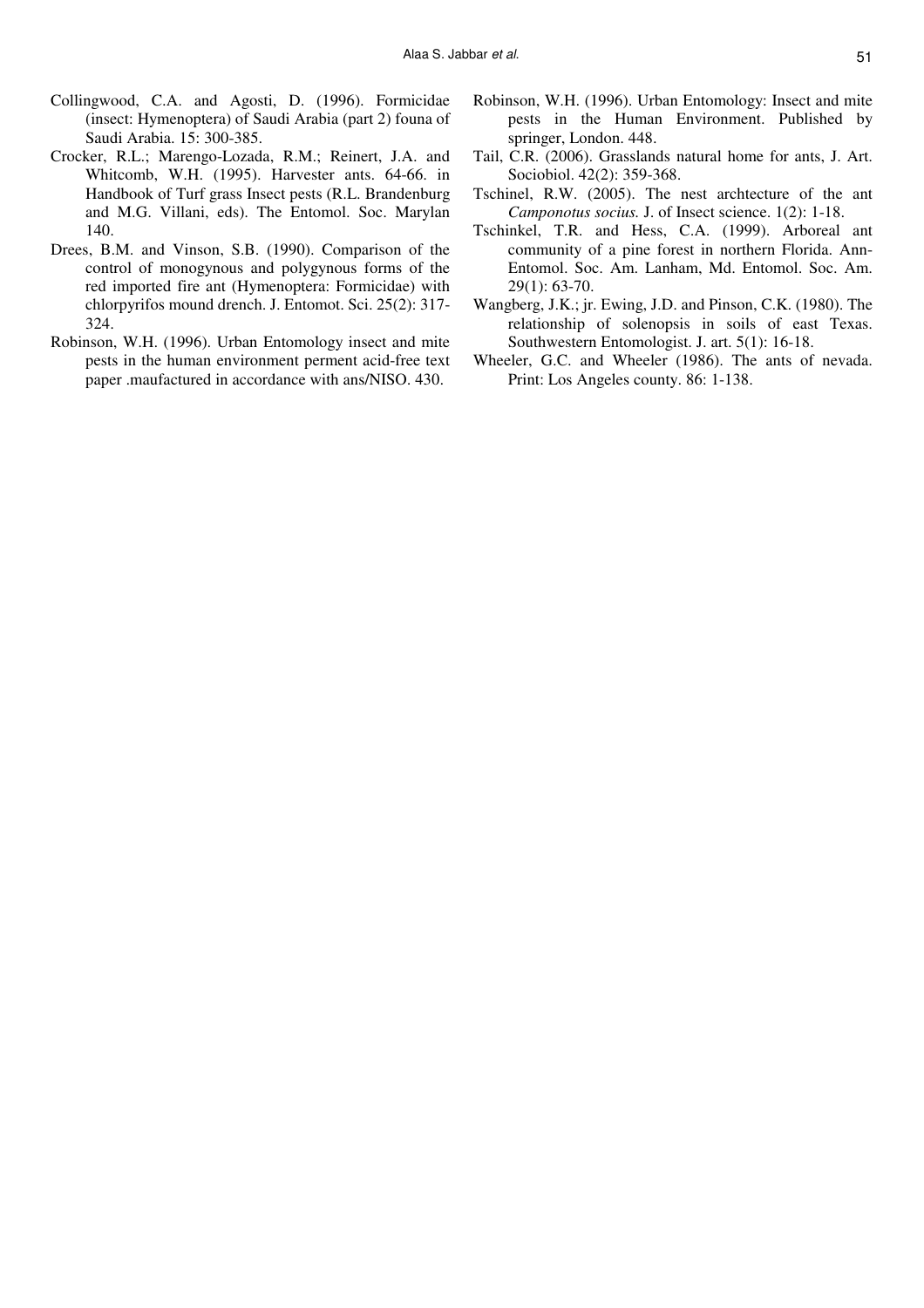Collingwood, C.A. and Agosti, D. (1996). Formicidae (insect: Hymenoptera) of Saudi Arabia (part 2) founa of Saudi Arabia. 15: 300-385.

Crocker, R.L.; Marengo-Lozada, R.M.; Reinert, J.A. and Whitcomb, W.H. (1995). Harvester ants. 64-66. in Handbook of Turf grass Insect pests (R.L. Brandenburg and M.G. Villani, eds). The Entomol. Soc. Marylan 140.

Drees, B.M. and Vinson, S.B. (1990). Comparison of the control of monogynous and polygynous forms of the red imported fire ant (Hymenoptera: Formicidae) with chlorpyrifos mound drench. J. Entomot. Sci. 25(2): 317-324.

Robinson, W.H. (1996). Urban Entomology insect and mite pests in the human environment perment acid-free text paper .maufactured in accordance with ans/NISO. 430.

Robinson, W.H. (1996). Urban Entomology: Insect and mite pests in the Human Environment. Published by springer, London. 448.

Tail, C.R. (2006). Grasslands natural home for ants, J. Art. Sociobiol. 42(2): 359-368.

Tschinel, R.W. (2005). The nest archtecture of the ant *Camponotus socius.* J. of Insect science. 1(2): 1-18.

Tschinkel, T.R. and Hess, C.A. (1999). Arboreal ant community of a pine forest in northern Florida. Ann-Entomol. Soc. Am. Lanham, Md. Entomol. Soc. Am. 29(1): 63-70.

Wangberg, J.K.; jr. Ewing, J.D. and Pinson, C.K. (1980). The relationship of solenopsis in soils of east Texas. Southwestern Entomologist. J. art. 5(1): 16-18.

Wheeler, G.C. and Wheeler (1986). The ants of nevada. Print: Los Angeles county. 86: 1-138.